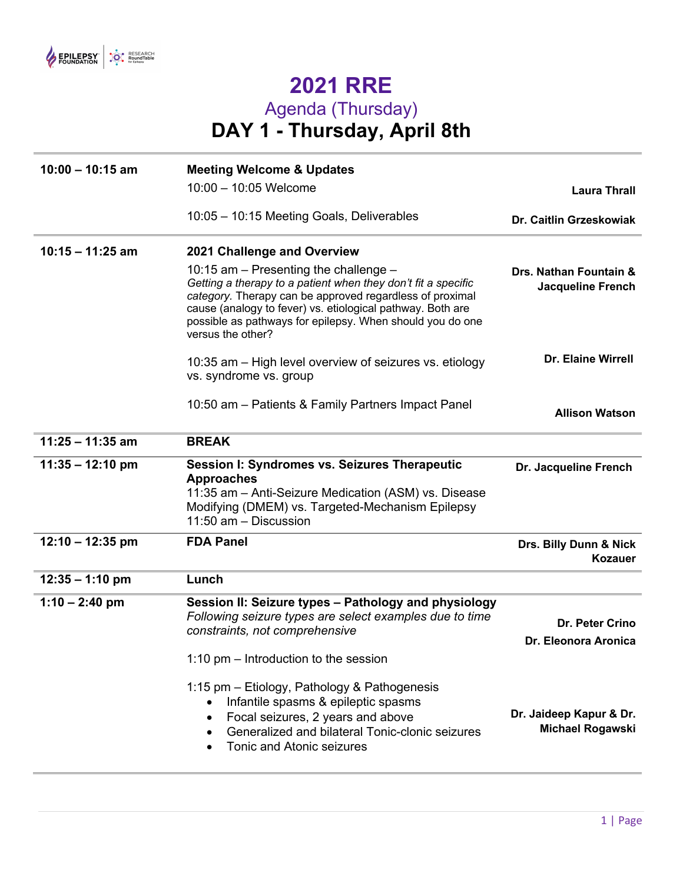# 2021 RRE

## Agenda (Thursday)

## DAY 1 - Thursday, April 8th

| Time | Session | Speaker(s) |
|---|---|---|
| **10:00 – 10:15 am** | **Meeting Welcome & Updates**<br>10:00 – 10:05 Welcome<br><br>10:05 – 10:15 Meeting Goals, Deliverables | <br>**Laura Thrall**<br><br>**Dr. Caitlin Grzeskowiak** |
| **10:15 – 11:25 am** | **2021 Challenge and Overview**<br>10:15 am – Presenting the challenge – *Getting a therapy to a patient when they don't fit a specific category.* Therapy can be approved regardless of proximal cause (analogy to fever) vs. etiological pathway. Both are possible as pathways for epilepsy. When should you do one versus the other?<br><br>10:35 am – High level overview of seizures vs. etiology vs. syndrome vs. group<br><br>10:50 am – Patients & Family Partners Impact Panel | **Drs. Nathan Fountain & Jacqueline French**<br><br><br><br><br>**Dr. Elaine Wirrell**<br><br>**Allison Watson** |
| **11:25 – 11:35 am** | **BREAK** | |
| **11:35 – 12:10 pm** | **Session I: Syndromes vs. Seizures Therapeutic Approaches**<br>11:35 am – Anti-Seizure Medication (ASM) vs. Disease Modifying (DMEM) vs. Targeted-Mechanism Epilepsy<br>11:50 am – Discussion | **Dr. Jacqueline French** |
| **12:10 – 12:35 pm** | **FDA Panel** | **Drs. Billy Dunn & Nick Kozauer** |
| **12:35 – 1:10 pm** | **Lunch** | |
| **1:10 – 2:40 pm** | **Session II: Seizure types – Pathology and physiology**<br>*Following seizure types are select examples due to time constraints, not comprehensive*<br><br>1:10 pm – Introduction to the session<br><br>1:15 pm – Etiology, Pathology & Pathogenesis<br>• Infantile spasms & epileptic spasms<br>• Focal seizures, 2 years and above<br>• Generalized and bilateral Tonic-clonic seizures<br>• Tonic and Atonic seizures | **Dr. Peter Crino**<br>**Dr. Eleonora Aronica**<br><br><br><br>**Dr. Jaideep Kapur & Dr. Michael Rogawski** |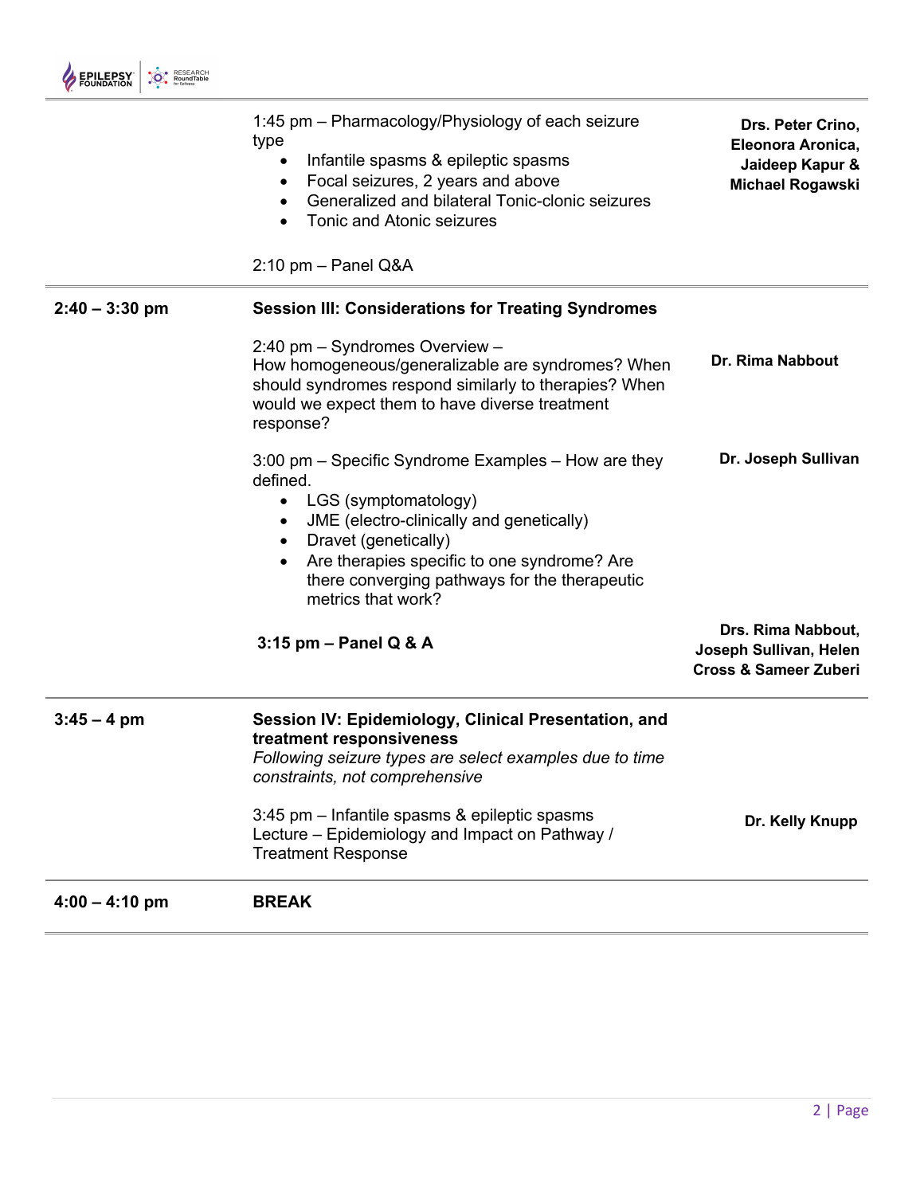| | | |
|---|---|---|
| | 1:45 pm – Pharmacology/Physiology of each seizure type<br>• Infantile spasms & epileptic spasms<br>• Focal seizures, 2 years and above<br>• Generalized and bilateral Tonic-clonic seizures<br>• Tonic and Atonic seizures | **Drs. Peter Crino, Eleonora Aronica, Jaideep Kapur & Michael Rogawski** |
| | 2:10 pm – Panel Q&A | |
| **2:40 – 3:30 pm** | **Session III: Considerations for Treating Syndromes** | |
| | 2:40 pm – Syndromes Overview – How homogeneous/generalizable are syndromes? When should syndromes respond similarly to therapies? When would we expect them to have diverse treatment response? | **Dr. Rima Nabbout** |
| | 3:00 pm – Specific Syndrome Examples – How are they defined.<br>• LGS (symptomatology)<br>• JME (electro-clinically and genetically)<br>• Dravet (genetically)<br>• Are therapies specific to one syndrome? Are there converging pathways for the therapeutic metrics that work? | **Dr. Joseph Sullivan** |
| | **3:15 pm – Panel Q & A** | **Drs. Rima Nabbout, Joseph Sullivan, Helen Cross & Sameer Zuberi** |
| **3:45 – 4 pm** | **Session IV: Epidemiology, Clinical Presentation, and treatment responsiveness**<br>*Following seizure types are select examples due to time constraints, not comprehensive* | |
| | 3:45 pm – Infantile spasms & epileptic spasms Lecture – Epidemiology and Impact on Pathway / Treatment Response | **Dr. Kelly Knupp** |
| **4:00 – 4:10 pm** | **BREAK** | |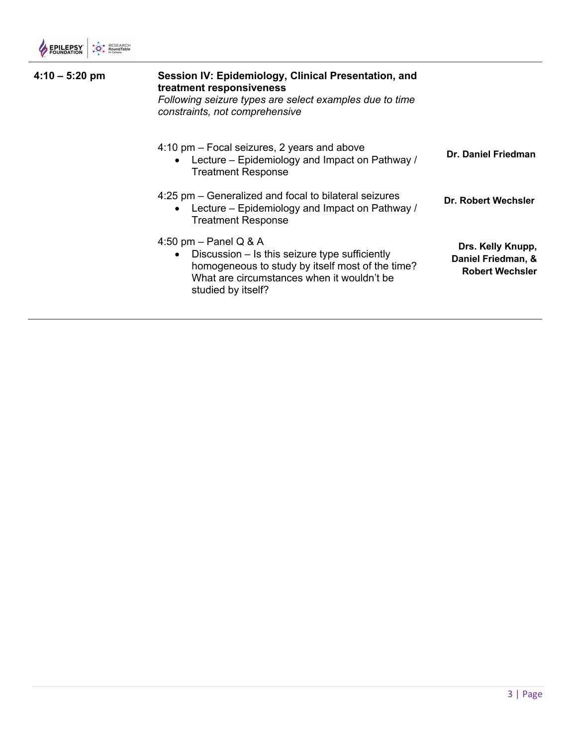| | | |
|---|---|---|
| **4:10 – 5:20 pm** | **Session IV: Epidemiology, Clinical Presentation, and treatment responsiveness**<br>*Following seizure types are select examples due to time constraints, not comprehensive* | |
| | 4:10 pm – Focal seizures, 2 years and above<br>• Lecture – Epidemiology and Impact on Pathway / Treatment Response | **Dr. Daniel Friedman** |
| | 4:25 pm – Generalized and focal to bilateral seizures<br>• Lecture – Epidemiology and Impact on Pathway / Treatment Response | **Dr. Robert Wechsler** |
| | 4:50 pm – Panel Q & A<br>• Discussion – Is this seizure type sufficiently homogeneous to study by itself most of the time? What are circumstances when it wouldn't be studied by itself? | **Drs. Kelly Knupp, Daniel Friedman, & Robert Wechsler** |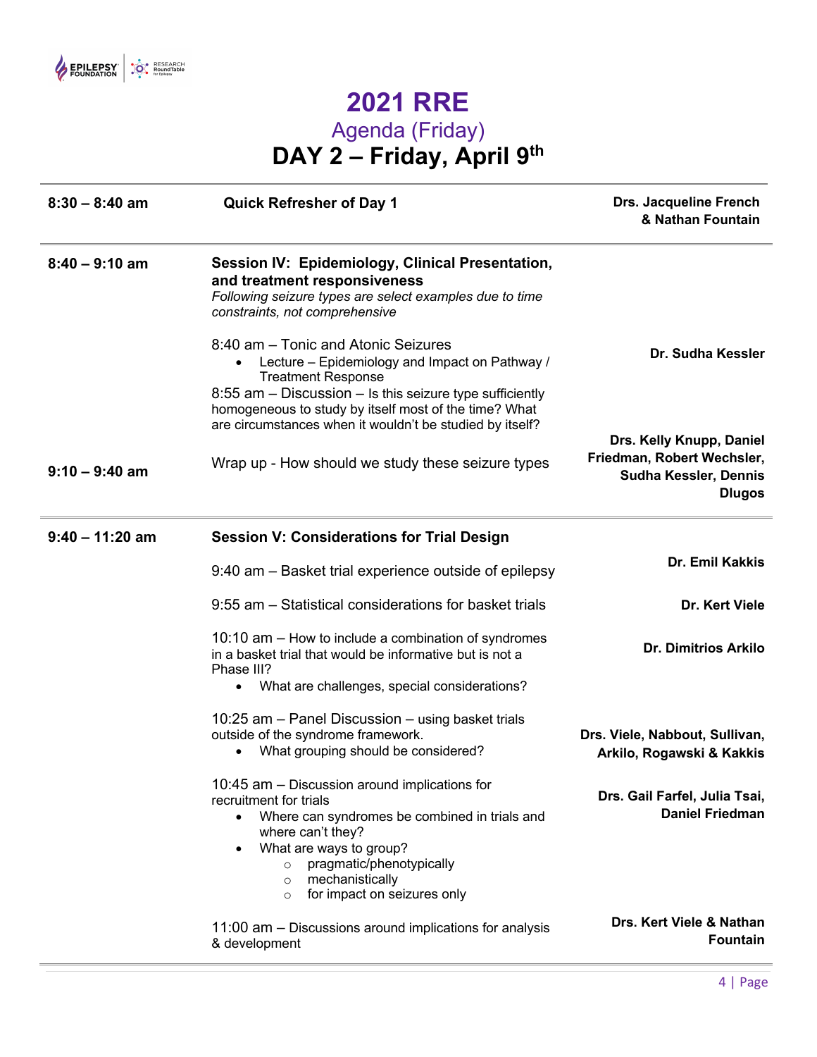# 2021 RRE

## Agenda (Friday)

## DAY 2 – Friday, April 9th

| Time | Session | Speakers |
|---|---|---|
| **8:30 – 8:40 am** | **Quick Refresher of Day 1** | **Drs. Jacqueline French & Nathan Fountain** |
| **8:40 – 9:10 am** | **Session IV: Epidemiology, Clinical Presentation, and treatment responsiveness**<br>*Following seizure types are select examples due to time constraints, not comprehensive*<br><br>8:40 am – Tonic and Atonic Seizures<br>• Lecture – Epidemiology and Impact on Pathway / Treatment Response<br>8:55 am – Discussion – Is this seizure type sufficiently homogeneous to study by itself most of the time? What are circumstances when it wouldn't be studied by itself? | **Dr. Sudha Kessler** |
| **9:10 – 9:40 am** | Wrap up - How should we study these seizure types | **Drs. Kelly Knupp, Daniel Friedman, Robert Wechsler, Sudha Kessler, Dennis Dlugos** |
| **9:40 – 11:20 am** | **Session V: Considerations for Trial Design** | |
| | 9:40 am – Basket trial experience outside of epilepsy | **Dr. Emil Kakkis** |
| | 9:55 am – Statistical considerations for basket trials | **Dr. Kert Viele** |
| | 10:10 am – How to include a combination of syndromes in a basket trial that would be informative but is not a Phase III?<br>• What are challenges, special considerations? | **Dr. Dimitrios Arkilo** |
| | 10:25 am – Panel Discussion – using basket trials outside of the syndrome framework.<br>• What grouping should be considered? | **Drs. Viele, Nabbout, Sullivan, Arkilo, Rogawski & Kakkis** |
| | 10:45 am – Discussion around implications for recruitment for trials<br>• Where can syndromes be combined in trials and where can't they?<br>• What are ways to group?<br>  ○ pragmatic/phenotypically<br>  ○ mechanistically<br>  ○ for impact on seizures only | **Drs. Gail Farfel, Julia Tsai, Daniel Friedman** |
| | 11:00 am – Discussions around implications for analysis & development | **Drs. Kert Viele & Nathan Fountain** |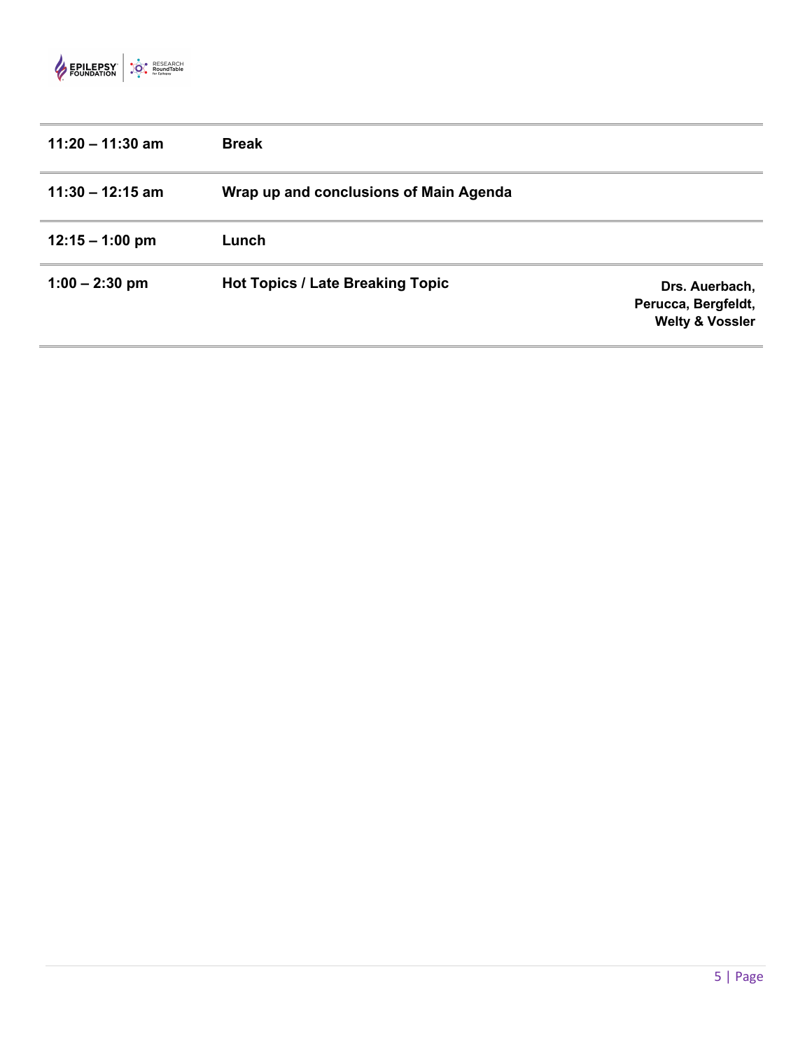| | | |
|---|---|---|
| **11:20 – 11:30 am** | **Break** | |
| **11:30 – 12:15 am** | **Wrap up and conclusions of Main Agenda** | |
| **12:15 – 1:00 pm** | **Lunch** | |
| **1:00 – 2:30 pm** | **Hot Topics / Late Breaking Topic** | **Drs. Auerbach, Perucca, Bergfeldt, Welty & Vossler** |